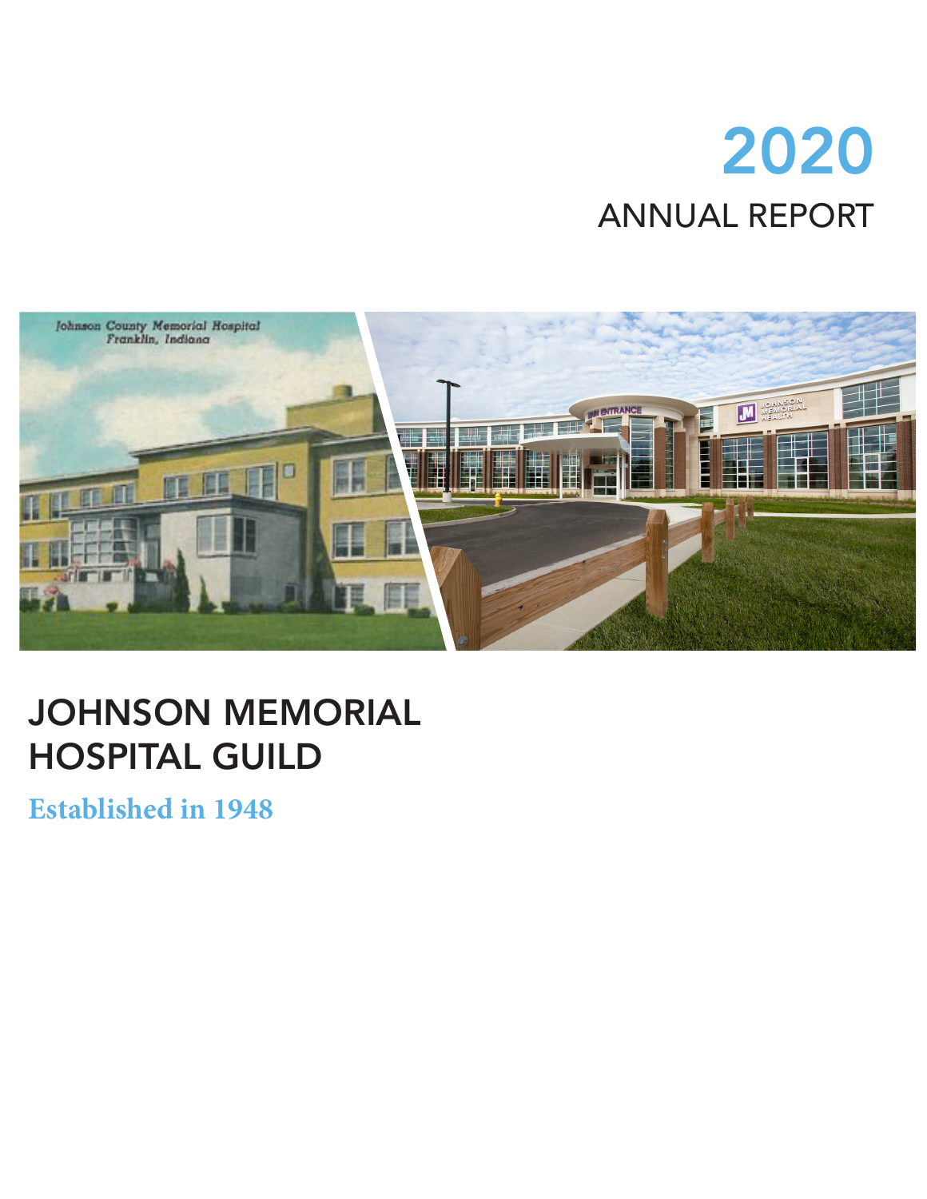# 2020

## ANNUAL REPORT

# JOHNSON MEMORIAL HOSPITAL GUILD

**Established in 1948**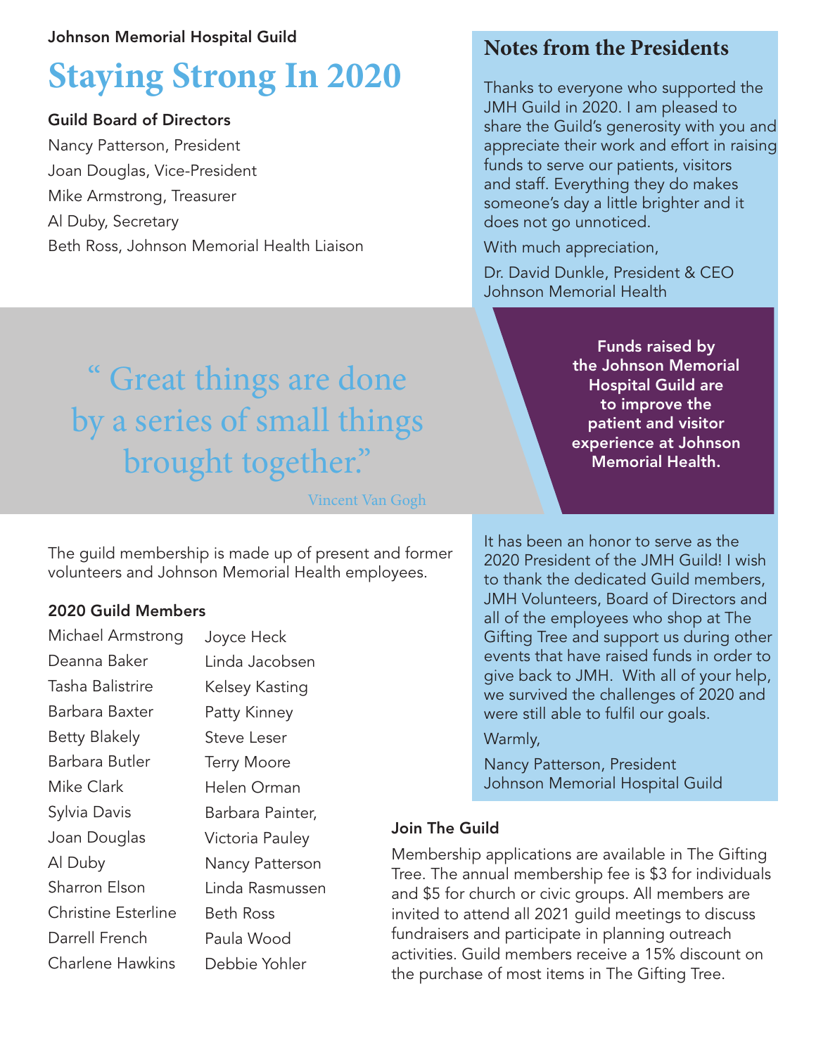Johnson Memorial Hospital Guild

# Staying Strong In 2020

### Guild Board of Directors

Nancy Patterson, President
Joan Douglas, Vice-President
Mike Armstrong, Treasurer
Al Duby, Secretary
Beth Ross, Johnson Memorial Health Liaison

## Notes from the Presidents

Thanks to everyone who supported the JMH Guild in 2020. I am pleased to share the Guild's generosity with you and appreciate their work and effort in raising funds to serve our patients, visitors and staff. Everything they do makes someone's day a little brighter and it does not go unnoticed.

With much appreciation,

Dr. David Dunkle, President & CEO
Johnson Memorial Health

> " Great things are done by a series of small things brought together."
>
> Vincent Van Gogh

**Funds raised by the Johnson Memorial Hospital Guild are to improve the patient and visitor experience at Johnson Memorial Health.**

The guild membership is made up of present and former volunteers and Johnson Memorial Health employees.

### 2020 Guild Members

Michael Armstrong
Deanna Baker
Tasha Balistrire
Barbara Baxter
Betty Blakely
Barbara Butler
Mike Clark
Sylvia Davis
Joan Douglas
Al Duby
Sharron Elson
Christine Esterline
Darrell French
Charlene Hawkins
Joyce Heck
Linda Jacobsen
Kelsey Kasting
Patty Kinney
Steve Leser
Terry Moore
Helen Orman
Barbara Painter,
Victoria Pauley
Nancy Patterson
Linda Rasmussen
Beth Ross
Paula Wood
Debbie Yohler

It has been an honor to serve as the 2020 President of the JMH Guild! I wish to thank the dedicated Guild members, JMH Volunteers, Board of Directors and all of the employees who shop at The Gifting Tree and support us during other events that have raised funds in order to give back to JMH. With all of your help, we survived the challenges of 2020 and were still able to fulfil our goals.

Warmly,

Nancy Patterson, President
Johnson Memorial Hospital Guild

### Join The Guild

Membership applications are available in The Gifting Tree. The annual membership fee is $3 for individuals and $5 for church or civic groups. All members are invited to attend all 2021 guild meetings to discuss fundraisers and participate in planning outreach activities. Guild members receive a 15% discount on the purchase of most items in The Gifting Tree.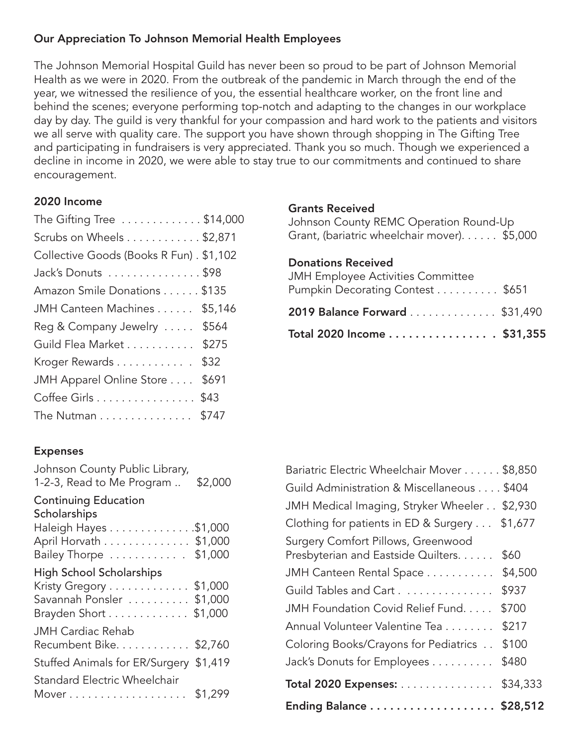## Our Appreciation To Johnson Memorial Health Employees

The Johnson Memorial Hospital Guild has never been so proud to be part of Johnson Memorial Health as we were in 2020. From the outbreak of the pandemic in March through the end of the year, we witnessed the resilience of you, the essential healthcare worker, on the front line and behind the scenes; everyone performing top-notch and adapting to the changes in our workplace day by day. The guild is very thankful for your compassion and hard work to the patients and visitors we all serve with quality care. The support you have shown through shopping in The Gifting Tree and participating in fundraisers is very appreciated. Thank you so much. Though we experienced a decline in income in 2020, we were able to stay true to our commitments and continued to share encouragement.

### 2020 Income

| Item | Amount |
|---|---|
| The Gifting Tree | $14,000 |
| Scrubs on Wheels | $2,871 |
| Collective Goods (Books R Fun) | $1,102 |
| Jack's Donuts | $98 |
| Amazon Smile Donations | $135 |
| JMH Canteen Machines | $5,146 |
| Reg & Company Jewelry | $564 |
| Guild Flea Market | $275 |
| Kroger Rewards | $32 |
| JMH Apparel Online Store | $691 |
| Coffee Girls | $43 |
| The Nutman | $747 |

### Grants Received

| Item | Amount |
|---|---|
| Johnson County REMC Operation Round-Up Grant, (bariatric wheelchair mover) | $5,000 |

### Donations Received

| Item | Amount |
|---|---|
| JMH Employee Activities Committee Pumpkin Decorating Contest | $651 |
| **2019 Balance Forward** | $31,490 |
| **Total 2020 Income** | **$31,355** |

### Expenses

| Item | Amount |
|---|---|
| Johnson County Public Library, 1-2-3, Read to Me Program | $2,000 |
| **Continuing Education Scholarships** | |
| Haleigh Hayes | $1,000 |
| April Horvath | $1,000 |
| Bailey Thorpe | $1,000 |
| **High School Scholarships** | |
| Kristy Gregory | $1,000 |
| Savannah Ponsler | $1,000 |
| Brayden Short | $1,000 |
| JMH Cardiac Rehab Recumbent Bike | $2,760 |
| Stuffed Animals for ER/Surgery | $1,419 |
| Standard Electric Wheelchair Mover | $1,299 |
| Bariatric Electric Wheelchair Mover | $8,850 |
| Guild Administration & Miscellaneous | $404 |
| JMH Medical Imaging, Stryker Wheeler | $2,930 |
| Clothing for patients in ED & Surgery | $1,677 |
| Surgery Comfort Pillows, Greenwood Presbyterian and Eastside Quilters | $60 |
| JMH Canteen Rental Space | $4,500 |
| Guild Tables and Cart | $937 |
| JMH Foundation Covid Relief Fund | $700 |
| Annual Volunteer Valentine Tea | $217 |
| Coloring Books/Crayons for Pediatrics | $100 |
| Jack's Donuts for Employees | $480 |
| **Total 2020 Expenses:** | $34,333 |
| **Ending Balance** | **$28,512** |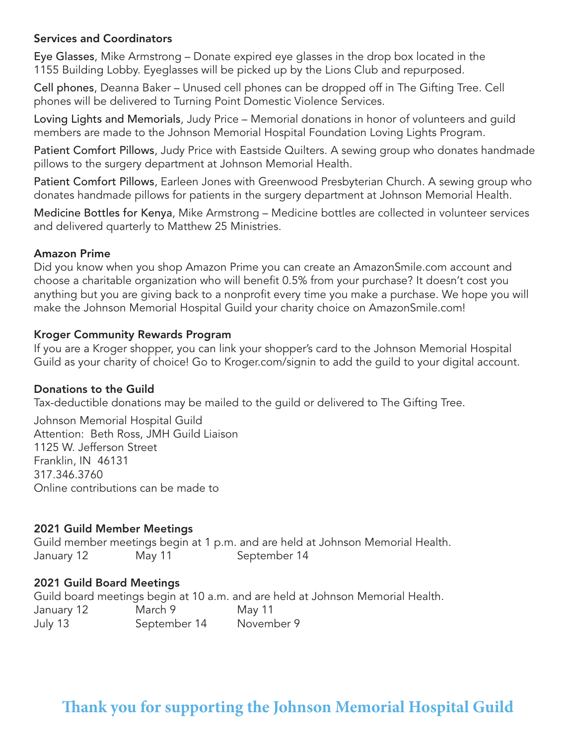### Services and Coordinators

Eye Glasses, Mike Armstrong – Donate expired eye glasses in the drop box located in the 1155 Building Lobby. Eyeglasses will be picked up by the Lions Club and repurposed.

Cell phones, Deanna Baker – Unused cell phones can be dropped off in The Gifting Tree. Cell phones will be delivered to Turning Point Domestic Violence Services.

Loving Lights and Memorials, Judy Price – Memorial donations in honor of volunteers and guild members are made to the Johnson Memorial Hospital Foundation Loving Lights Program.

Patient Comfort Pillows, Judy Price with Eastside Quilters. A sewing group who donates handmade pillows to the surgery department at Johnson Memorial Health.

Patient Comfort Pillows, Earleen Jones with Greenwood Presbyterian Church. A sewing group who donates handmade pillows for patients in the surgery department at Johnson Memorial Health.

Medicine Bottles for Kenya, Mike Armstrong – Medicine bottles are collected in volunteer services and delivered quarterly to Matthew 25 Ministries.

### Amazon Prime

Did you know when you shop Amazon Prime you can create an AmazonSmile.com account and choose a charitable organization who will benefit 0.5% from your purchase? It doesn't cost you anything but you are giving back to a nonprofit every time you make a purchase. We hope you will make the Johnson Memorial Hospital Guild your charity choice on AmazonSmile.com!

### Kroger Community Rewards Program

If you are a Kroger shopper, you can link your shopper's card to the Johnson Memorial Hospital Guild as your charity of choice! Go to Kroger.com/signin to add the guild to your digital account.

### Donations to the Guild

Tax-deductible donations may be mailed to the guild or delivered to The Gifting Tree.

Johnson Memorial Hospital Guild
Attention: Beth Ross, JMH Guild Liaison
1125 W. Jefferson Street
Franklin, IN 46131
317.346.3760
Online contributions can be made to

### 2021 Guild Member Meetings

Guild member meetings begin at 1 p.m. and are held at Johnson Memorial Health.

| | | |
|---|---|---|
| January 12 | May 11 | September 14 |

### 2021 Guild Board Meetings

Guild board meetings begin at 10 a.m. and are held at Johnson Memorial Health.

| | | |
|---|---|---|
| January 12 | March 9 | May 11 |
| July 13 | September 14 | November 9 |

## Thank you for supporting the Johnson Memorial Hospital Guild